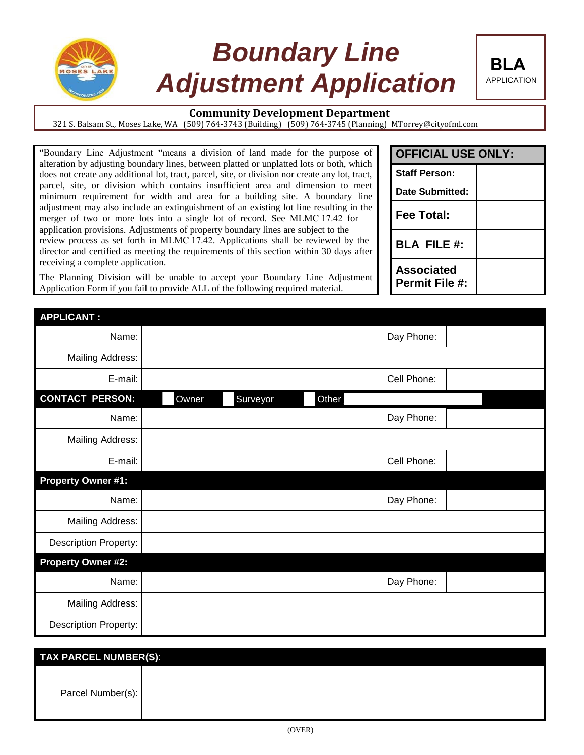# *Boundary Line Adjustment Application*

**BLA**
APPLICATION

**Community Development Department**
321 S. Balsam St., Moses Lake, WA (509) 764-3743 (Building) (509) 764-3745 (Planning) MTorrey@cityofml.com

"Boundary Line Adjustment "means a division of land made for the purpose of alteration by adjusting boundary lines, between platted or unplatted lots or both, which does not create any additional lot, tract, parcel, site, or division nor create any lot, tract, parcel, site, or division which contains insufficient area and dimension to meet minimum requirement for width and area for a building site. A boundary line adjustment may also include an extinguishment of an existing lot line resulting in the merger of two or more lots into a single lot of record. See MLMC 17.42 for application provisions. Adjustments of property boundary lines are subject to the review process as set forth in MLMC 17.42. Applications shall be reviewed by the director and certified as meeting the requirements of this section within 30 days after receiving a complete application.

The Planning Division will be unable to accept your Boundary Line Adjustment Application Form if you fail to provide ALL of the following required material.

| OFFICIAL USE ONLY: | |
|---|---|
| Staff Person: | |
| Date Submitted: | |
| Fee Total: | |
| BLA FILE #: | |
| Associated Permit File #: | |

| APPLICANT: | | | |
|---|---|---|---|
| Name: | | Day Phone: | |
| Mailing Address: | | | |
| E-mail: | | Cell Phone: | |
| **CONTACT PERSON:** | ☐ Owner ☐ Surveyor ☐ Other ______ | | |
| Name: | | Day Phone: | |
| Mailing Address: | | | |
| E-mail: | | Cell Phone: | |
| **Property Owner #1:** | | | |
| Name: | | Day Phone: | |
| Mailing Address: | | | |
| Description Property: | | | |
| **Property Owner #2:** | | | |
| Name: | | Day Phone: | |
| Mailing Address: | | | |
| Description Property: | | | |

| TAX PARCEL NUMBER(S): | |
|---|---|
| Parcel Number(s): | |

(OVER)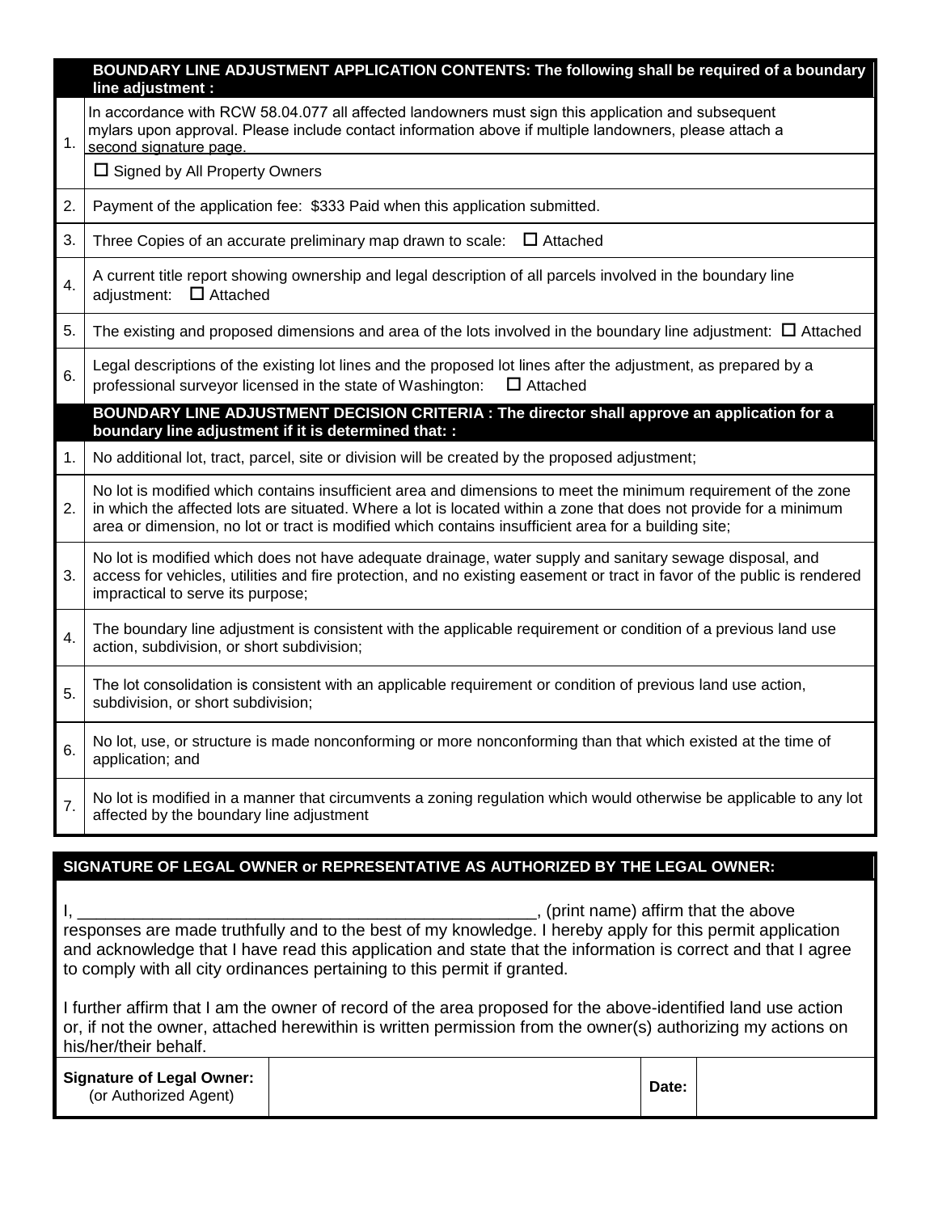| | BOUNDARY LINE ADJUSTMENT APPLICATION CONTENTS: The following shall be required of a boundary line adjustment : |
|---|---|
| 1. | In accordance with RCW 58.04.077 all affected landowners must sign this application and subsequent mylars upon approval. Please include contact information above if multiple landowners, please attach a second signature page. |
| | ☐ Signed by All Property Owners |
| 2. | Payment of the application fee: $333 Paid when this application submitted. |
| 3. | Three Copies of an accurate preliminary map drawn to scale: ☐ Attached |
| 4. | A current title report showing ownership and legal description of all parcels involved in the boundary line adjustment: ☐ Attached |
| 5. | The existing and proposed dimensions and area of the lots involved in the boundary line adjustment: ☐ Attached |
| 6. | Legal descriptions of the existing lot lines and the proposed lot lines after the adjustment, as prepared by a professional surveyor licensed in the state of Washington: ☐ Attached |

| | BOUNDARY LINE ADJUSTMENT DECISION CRITERIA : The director shall approve an application for a boundary line adjustment if it is determined that: : |
|---|---|
| 1. | No additional lot, tract, parcel, site or division will be created by the proposed adjustment; |
| 2. | No lot is modified which contains insufficient area and dimensions to meet the minimum requirement of the zone in which the affected lots are situated. Where a lot is located within a zone that does not provide for a minimum area or dimension, no lot or tract is modified which contains insufficient area for a building site; |
| 3. | No lot is modified which does not have adequate drainage, water supply and sanitary sewage disposal, and access for vehicles, utilities and fire protection, and no existing easement or tract in favor of the public is rendered impractical to serve its purpose; |
| 4. | The boundary line adjustment is consistent with the applicable requirement or condition of a previous land use action, subdivision, or short subdivision; |
| 5. | The lot consolidation is consistent with an applicable requirement or condition of previous land use action, subdivision, or short subdivision; |
| 6. | No lot, use, or structure is made nonconforming or more nonconforming than that which existed at the time of application; and |
| 7. | No lot is modified in a manner that circumvents a zoning regulation which would otherwise be applicable to any lot affected by the boundary line adjustment |

**SIGNATURE OF LEGAL OWNER or REPRESENTATIVE AS AUTHORIZED BY THE LEGAL OWNER:**

I, ___________________________________________________, (print name) affirm that the above responses are made truthfully and to the best of my knowledge. I hereby apply for this permit application and acknowledge that I have read this application and state that the information is correct and that I agree to comply with all city ordinances pertaining to this permit if granted.

I further affirm that I am the owner of record of the area proposed for the above-identified land use action or, if not the owner, attached herewithin is written permission from the owner(s) authorizing my actions on his/her/their behalf.

| | | | |
|---|---|---|---|
| **Signature of Legal Owner:** (or Authorized Agent) | | **Date:** | |